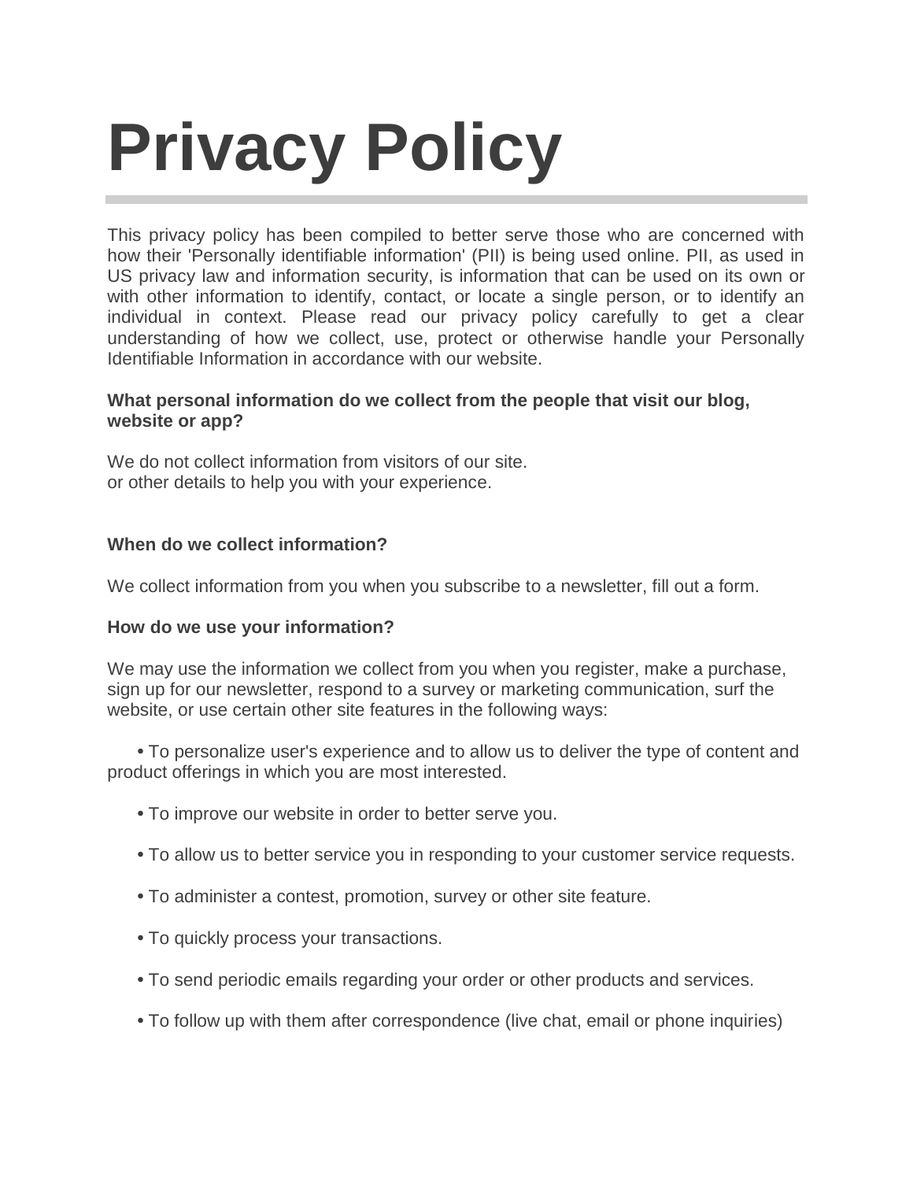# Privacy Policy

This privacy policy has been compiled to better serve those who are concerned with how their 'Personally identifiable information' (PII) is being used online. PII, as used in US privacy law and information security, is information that can be used on its own or with other information to identify, contact, or locate a single person, or to identify an individual in context. Please read our privacy policy carefully to get a clear understanding of how we collect, use, protect or otherwise handle your Personally Identifiable Information in accordance with our website.

**What personal information do we collect from the people that visit our blog, website or app?**

We do not collect information from visitors of our site.
or other details to help you with your experience.

**When do we collect information?**

We collect information from you when you subscribe to a newsletter, fill out a form.

**How do we use your information?**

We may use the information we collect from you when you register, make a purchase, sign up for our newsletter, respond to a survey or marketing communication, surf the website, or use certain other site features in the following ways:

- To personalize user's experience and to allow us to deliver the type of content and product offerings in which you are most interested.
- To improve our website in order to better serve you.
- To allow us to better service you in responding to your customer service requests.
- To administer a contest, promotion, survey or other site feature.
- To quickly process your transactions.
- To send periodic emails regarding your order or other products and services.
- To follow up with them after correspondence (live chat, email or phone inquiries)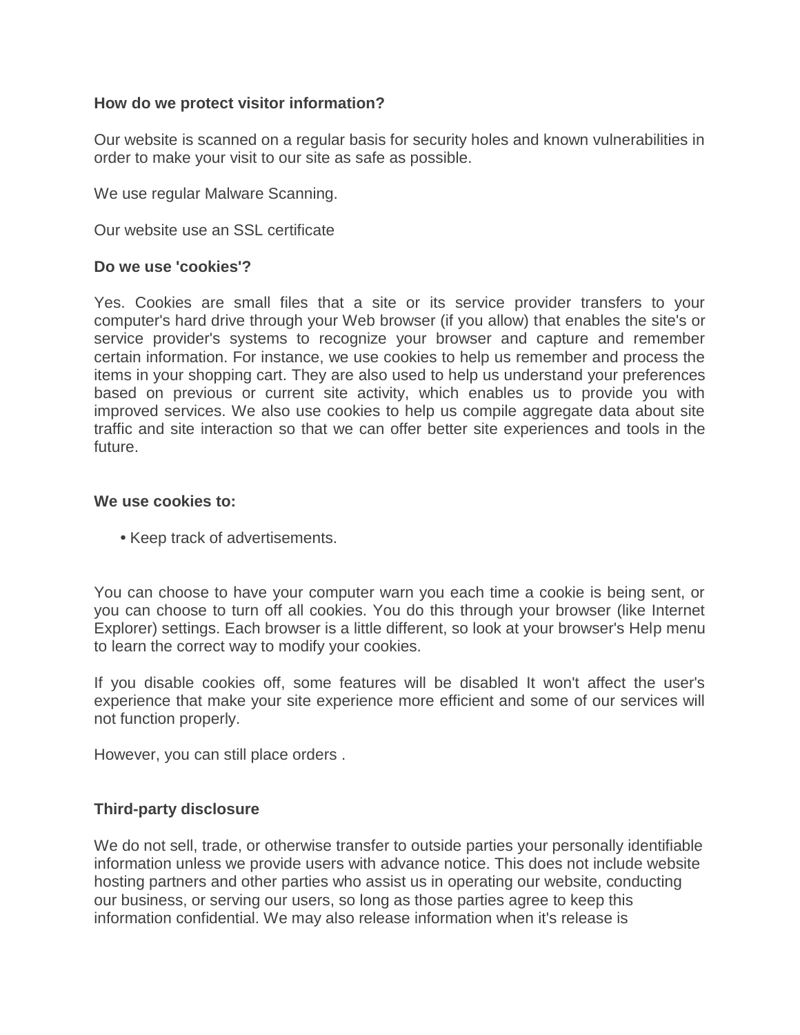**How do we protect visitor information?**

Our website is scanned on a regular basis for security holes and known vulnerabilities in order to make your visit to our site as safe as possible.

We use regular Malware Scanning.

Our website use an SSL certificate

**Do we use 'cookies'?**

Yes. Cookies are small files that a site or its service provider transfers to your computer's hard drive through your Web browser (if you allow) that enables the site's or service provider's systems to recognize your browser and capture and remember certain information. For instance, we use cookies to help us remember and process the items in your shopping cart. They are also used to help us understand your preferences based on previous or current site activity, which enables us to provide you with improved services. We also use cookies to help us compile aggregate data about site traffic and site interaction so that we can offer better site experiences and tools in the future.

**We use cookies to:**

- Keep track of advertisements.

You can choose to have your computer warn you each time a cookie is being sent, or you can choose to turn off all cookies. You do this through your browser (like Internet Explorer) settings. Each browser is a little different, so look at your browser's Help menu to learn the correct way to modify your cookies.

If you disable cookies off, some features will be disabled It won't affect the user's experience that make your site experience more efficient and some of our services will not function properly.

However, you can still place orders .

**Third-party disclosure**

We do not sell, trade, or otherwise transfer to outside parties your personally identifiable information unless we provide users with advance notice. This does not include website hosting partners and other parties who assist us in operating our website, conducting our business, or serving our users, so long as those parties agree to keep this information confidential. We may also release information when it's release is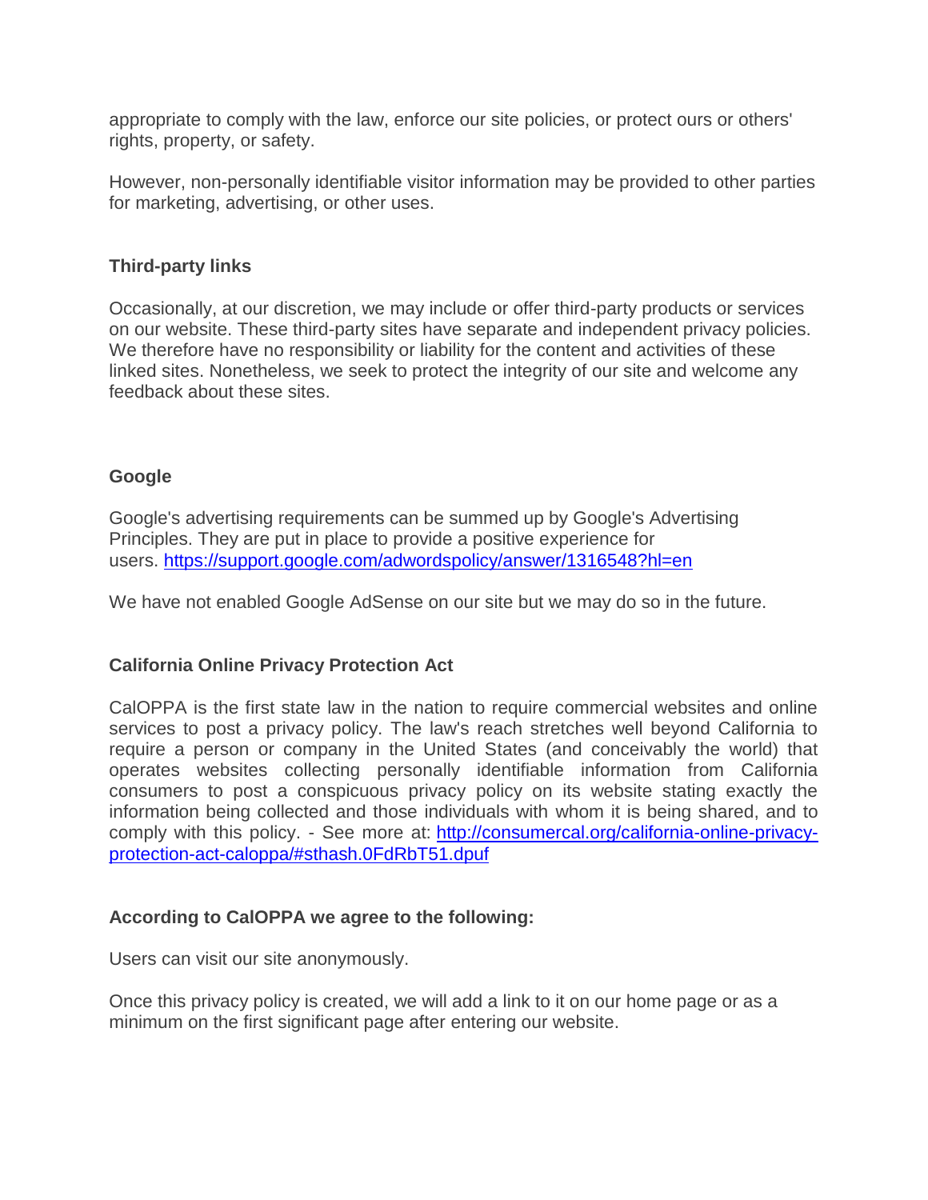appropriate to comply with the law, enforce our site policies, or protect ours or others' rights, property, or safety.

However, non-personally identifiable visitor information may be provided to other parties for marketing, advertising, or other uses.

**Third-party links**

Occasionally, at our discretion, we may include or offer third-party products or services on our website. These third-party sites have separate and independent privacy policies. We therefore have no responsibility or liability for the content and activities of these linked sites. Nonetheless, we seek to protect the integrity of our site and welcome any feedback about these sites.

**Google**

Google's advertising requirements can be summed up by Google's Advertising Principles. They are put in place to provide a positive experience for users. [https://support.google.com/adwordspolicy/answer/1316548?hl=en](https://support.google.com/adwordspolicy/answer/1316548?hl=en)

We have not enabled Google AdSense on our site but we may do so in the future.

**California Online Privacy Protection Act**

CalOPPA is the first state law in the nation to require commercial websites and online services to post a privacy policy. The law's reach stretches well beyond California to require a person or company in the United States (and conceivably the world) that operates websites collecting personally identifiable information from California consumers to post a conspicuous privacy policy on its website stating exactly the information being collected and those individuals with whom it is being shared, and to comply with this policy. - See more at: [http://consumercal.org/california-online-privacy-protection-act-caloppa/#sthash.0FdRbT51.dpuf](http://consumercal.org/california-online-privacy-protection-act-caloppa/#sthash.0FdRbT51.dpuf)

**According to CalOPPA we agree to the following:**

Users can visit our site anonymously.

Once this privacy policy is created, we will add a link to it on our home page or as a minimum on the first significant page after entering our website.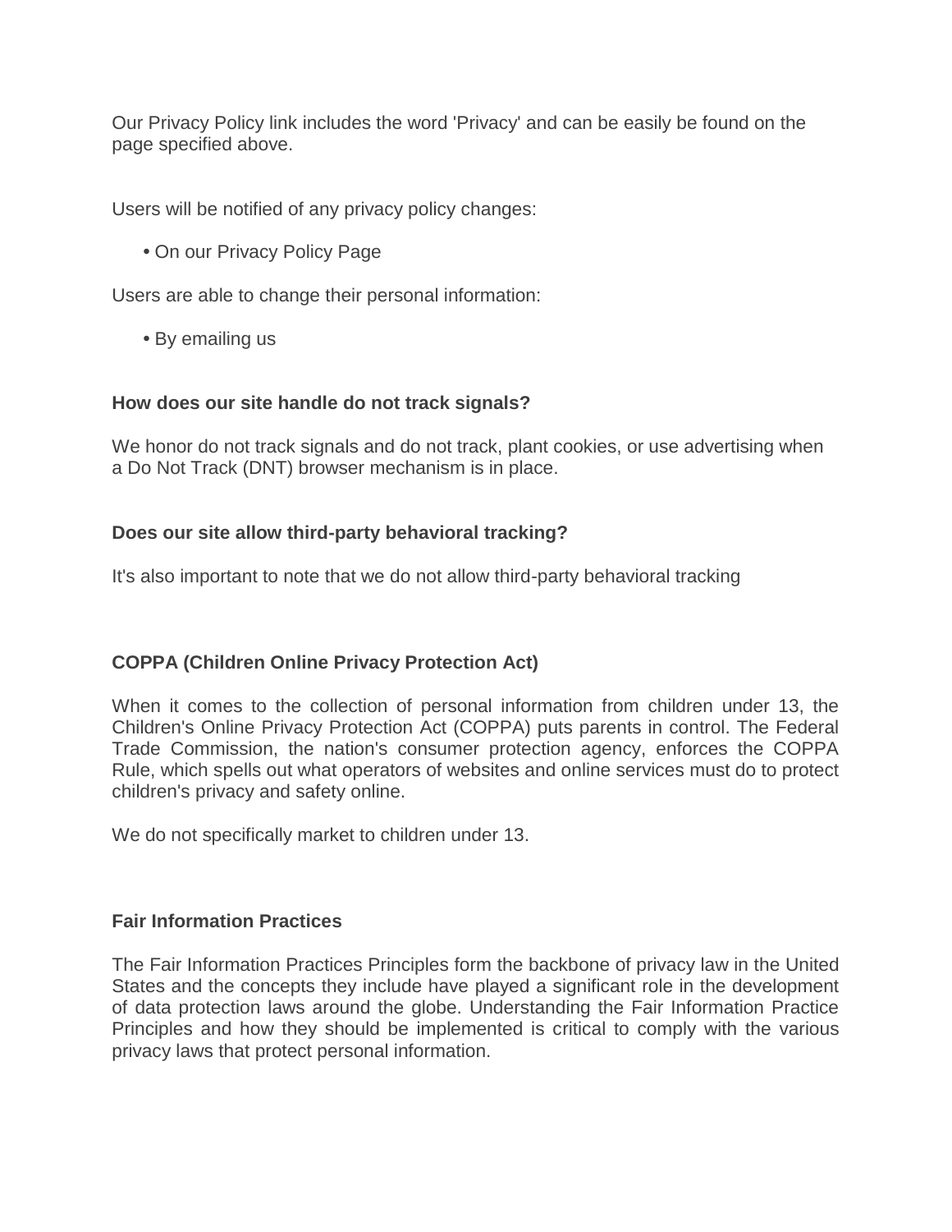Our Privacy Policy link includes the word 'Privacy' and can be easily be found on the page specified above.

Users will be notified of any privacy policy changes:

- On our Privacy Policy Page

Users are able to change their personal information:

- By emailing us

**How does our site handle do not track signals?**

We honor do not track signals and do not track, plant cookies, or use advertising when a Do Not Track (DNT) browser mechanism is in place.

**Does our site allow third-party behavioral tracking?**

It's also important to note that we do not allow third-party behavioral tracking

**COPPA (Children Online Privacy Protection Act)**

When it comes to the collection of personal information from children under 13, the Children's Online Privacy Protection Act (COPPA) puts parents in control. The Federal Trade Commission, the nation's consumer protection agency, enforces the COPPA Rule, which spells out what operators of websites and online services must do to protect children's privacy and safety online.

We do not specifically market to children under 13.

**Fair Information Practices**

The Fair Information Practices Principles form the backbone of privacy law in the United States and the concepts they include have played a significant role in the development of data protection laws around the globe. Understanding the Fair Information Practice Principles and how they should be implemented is critical to comply with the various privacy laws that protect personal information.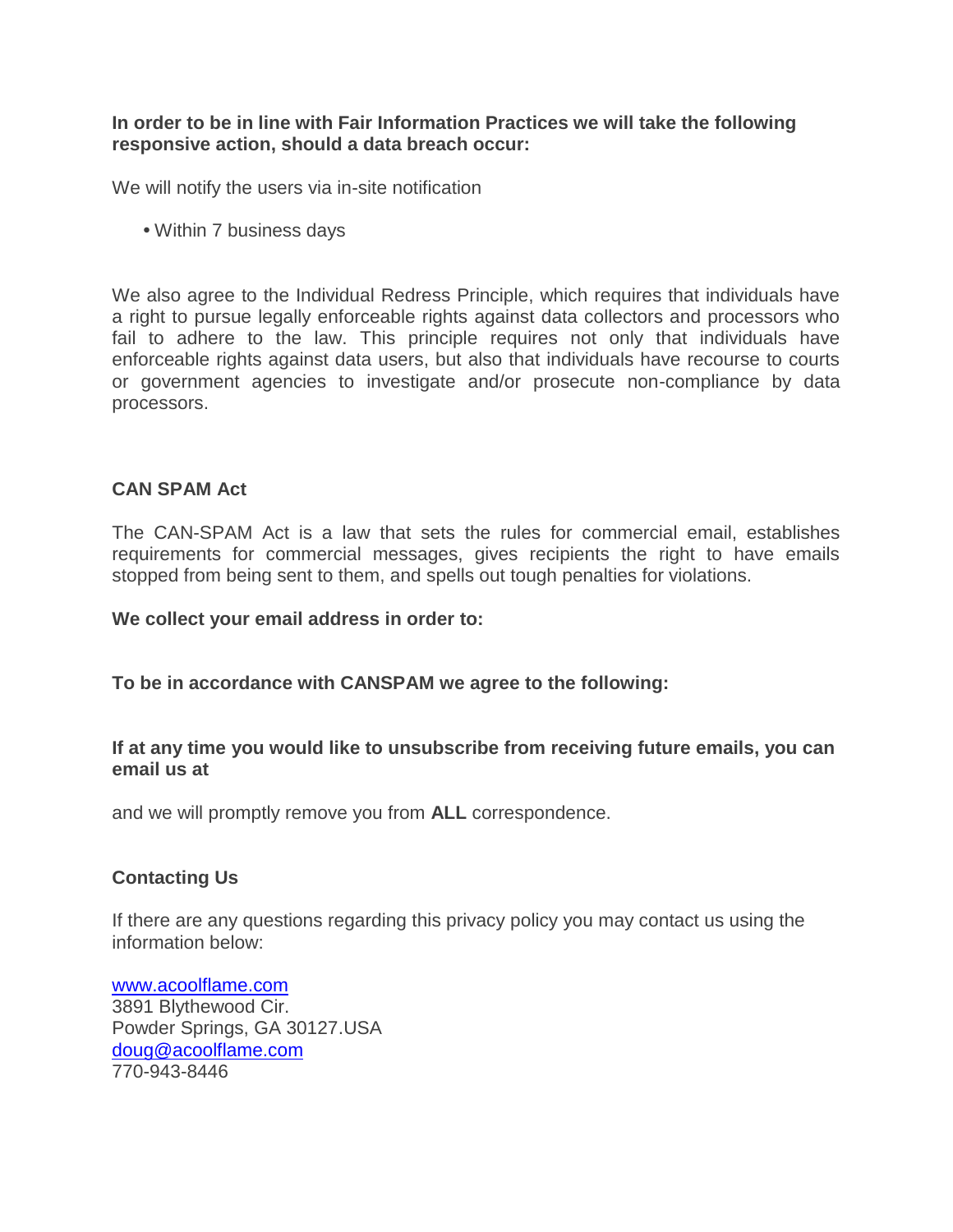**In order to be in line with Fair Information Practices we will take the following responsive action, should a data breach occur:**

We will notify the users via in-site notification

- Within 7 business days

We also agree to the Individual Redress Principle, which requires that individuals have a right to pursue legally enforceable rights against data collectors and processors who fail to adhere to the law. This principle requires not only that individuals have enforceable rights against data users, but also that individuals have recourse to courts or government agencies to investigate and/or prosecute non-compliance by data processors.

**CAN SPAM Act**

The CAN-SPAM Act is a law that sets the rules for commercial email, establishes requirements for commercial messages, gives recipients the right to have emails stopped from being sent to them, and spells out tough penalties for violations.

**We collect your email address in order to:**

**To be in accordance with CANSPAM we agree to the following:**

**If at any time you would like to unsubscribe from receiving future emails, you can email us at**

and we will promptly remove you from **ALL** correspondence.

**Contacting Us**

If there are any questions regarding this privacy policy you may contact us using the information below:

www.acoolflame.com
3891 Blythewood Cir.
Powder Springs, GA 30127.USA
doug@acoolflame.com
770-943-8446